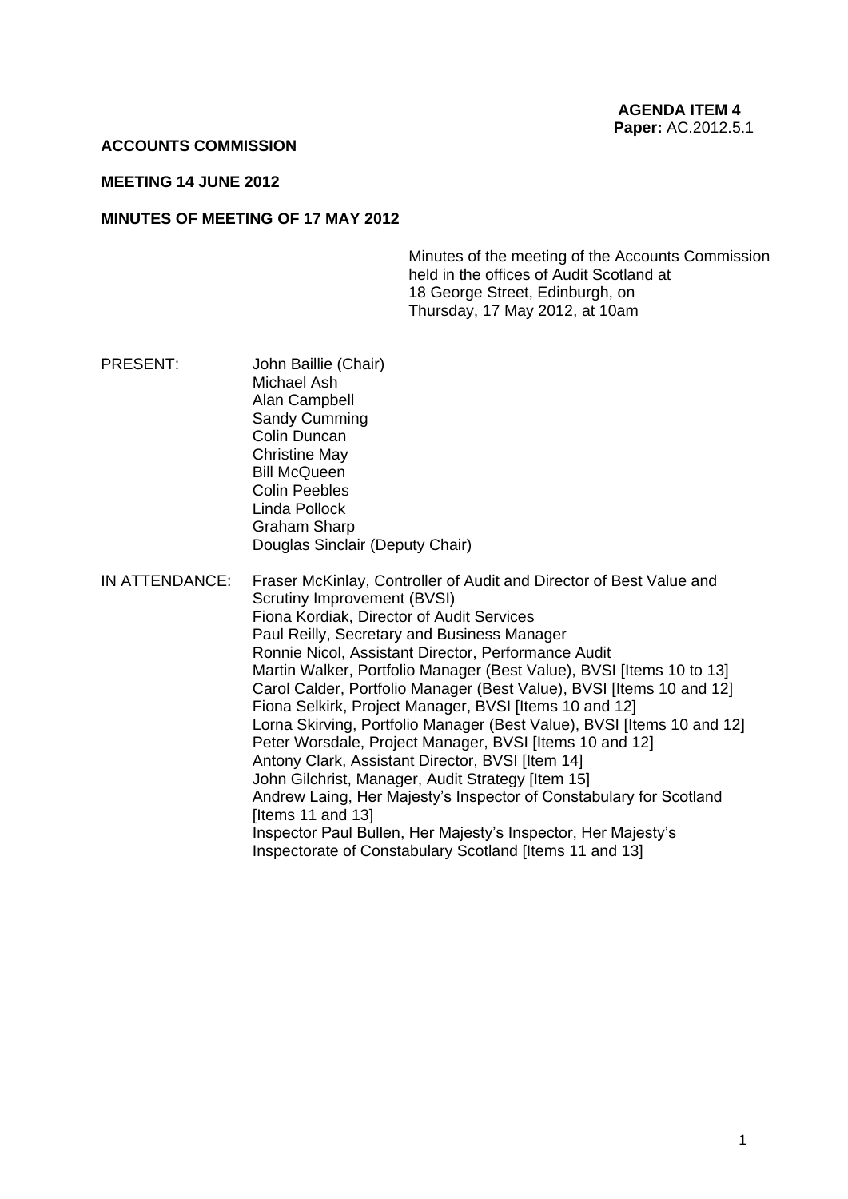**AGENDA ITEM 4**
**Paper:** AC.2012.5.1

**ACCOUNTS COMMISSION**

**MEETING 14 JUNE 2012**

**MINUTES OF MEETING OF 17 MAY 2012**

Minutes of the meeting of the Accounts Commission held in the offices of Audit Scotland at 18 George Street, Edinburgh, on Thursday, 17 May 2012, at 10am

PRESENT:
John Baillie (Chair)
Michael Ash
Alan Campbell
Sandy Cumming
Colin Duncan
Christine May
Bill McQueen
Colin Peebles
Linda Pollock
Graham Sharp
Douglas Sinclair (Deputy Chair)

IN ATTENDANCE:
Fraser McKinlay, Controller of Audit and Director of Best Value and Scrutiny Improvement (BVSI)
Fiona Kordiak, Director of Audit Services
Paul Reilly, Secretary and Business Manager
Ronnie Nicol, Assistant Director, Performance Audit
Martin Walker, Portfolio Manager (Best Value), BVSI [Items 10 to 13]
Carol Calder, Portfolio Manager (Best Value), BVSI [Items 10 and 12]
Fiona Selkirk, Project Manager, BVSI [Items 10 and 12]
Lorna Skirving, Portfolio Manager (Best Value), BVSI [Items 10 and 12]
Peter Worsdale, Project Manager, BVSI [Items 10 and 12]
Antony Clark, Assistant Director, BVSI [Item 14]
John Gilchrist, Manager, Audit Strategy [Item 15]
Andrew Laing, Her Majesty's Inspector of Constabulary for Scotland [Items 11 and 13]
Inspector Paul Bullen, Her Majesty's Inspector, Her Majesty's Inspectorate of Constabulary Scotland [Items 11 and 13]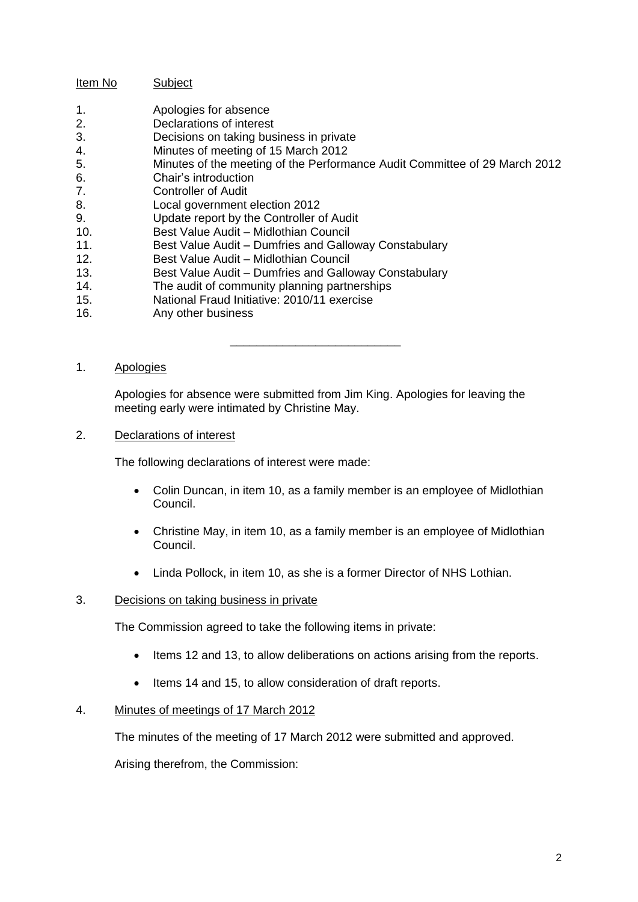| Item No | Subject |
| --- | --- |
| 1. | Apologies for absence |
| 2. | Declarations of interest |
| 3. | Decisions on taking business in private |
| 4. | Minutes of meeting of 15 March 2012 |
| 5. | Minutes of the meeting of the Performance Audit Committee of 29 March 2012 |
| 6. | Chair's introduction |
| 7. | Controller of Audit |
| 8. | Local government election 2012 |
| 9. | Update report by the Controller of Audit |
| 10. | Best Value Audit – Midlothian Council |
| 11. | Best Value Audit – Dumfries and Galloway Constabulary |
| 12. | Best Value Audit – Midlothian Council |
| 13. | Best Value Audit – Dumfries and Galloway Constabulary |
| 14. | The audit of community planning partnerships |
| 15. | National Fraud Initiative: 2010/11 exercise |
| 16. | Any other business |

---

1. Apologies

Apologies for absence were submitted from Jim King. Apologies for leaving the meeting early were intimated by Christine May.

2. Declarations of interest

The following declarations of interest were made:

- Colin Duncan, in item 10, as a family member is an employee of Midlothian Council.
- Christine May, in item 10, as a family member is an employee of Midlothian Council.
- Linda Pollock, in item 10, as she is a former Director of NHS Lothian.

3. Decisions on taking business in private

The Commission agreed to take the following items in private:

- Items 12 and 13, to allow deliberations on actions arising from the reports.
- Items 14 and 15, to allow consideration of draft reports.

4. Minutes of meetings of 17 March 2012

The minutes of the meeting of 17 March 2012 were submitted and approved.

Arising therefrom, the Commission: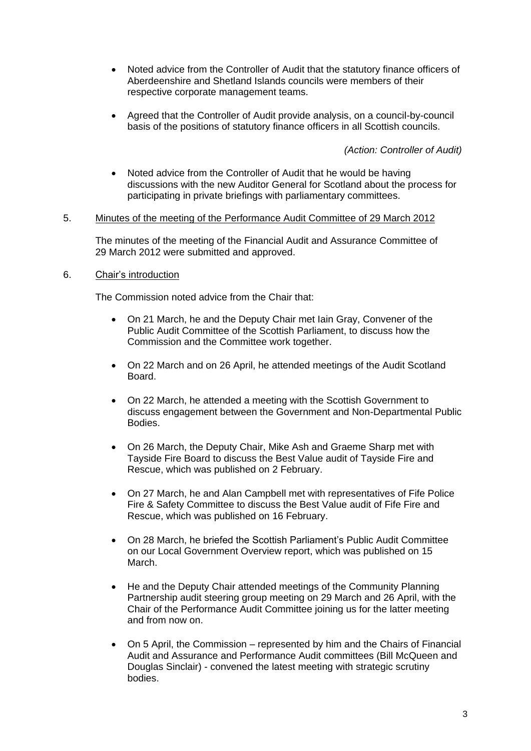- Noted advice from the Controller of Audit that the statutory finance officers of Aberdeenshire and Shetland Islands councils were members of their respective corporate management teams.

- Agreed that the Controller of Audit provide analysis, on a council-by-council basis of the positions of statutory finance officers in all Scottish councils.

*(Action: Controller of Audit)*

- Noted advice from the Controller of Audit that he would be having discussions with the new Auditor General for Scotland about the process for participating in private briefings with parliamentary committees.

5. Minutes of the meeting of the Performance Audit Committee of 29 March 2012

The minutes of the meeting of the Financial Audit and Assurance Committee of 29 March 2012 were submitted and approved.

6. Chair's introduction

The Commission noted advice from the Chair that:

- On 21 March, he and the Deputy Chair met Iain Gray, Convener of the Public Audit Committee of the Scottish Parliament, to discuss how the Commission and the Committee work together.

- On 22 March and on 26 April, he attended meetings of the Audit Scotland Board.

- On 22 March, he attended a meeting with the Scottish Government to discuss engagement between the Government and Non-Departmental Public Bodies.

- On 26 March, the Deputy Chair, Mike Ash and Graeme Sharp met with Tayside Fire Board to discuss the Best Value audit of Tayside Fire and Rescue, which was published on 2 February.

- On 27 March, he and Alan Campbell met with representatives of Fife Police Fire & Safety Committee to discuss the Best Value audit of Fife Fire and Rescue, which was published on 16 February.

- On 28 March, he briefed the Scottish Parliament's Public Audit Committee on our Local Government Overview report, which was published on 15 March.

- He and the Deputy Chair attended meetings of the Community Planning Partnership audit steering group meeting on 29 March and 26 April, with the Chair of the Performance Audit Committee joining us for the latter meeting and from now on.

- On 5 April, the Commission – represented by him and the Chairs of Financial Audit and Assurance and Performance Audit committees (Bill McQueen and Douglas Sinclair) - convened the latest meeting with strategic scrutiny bodies.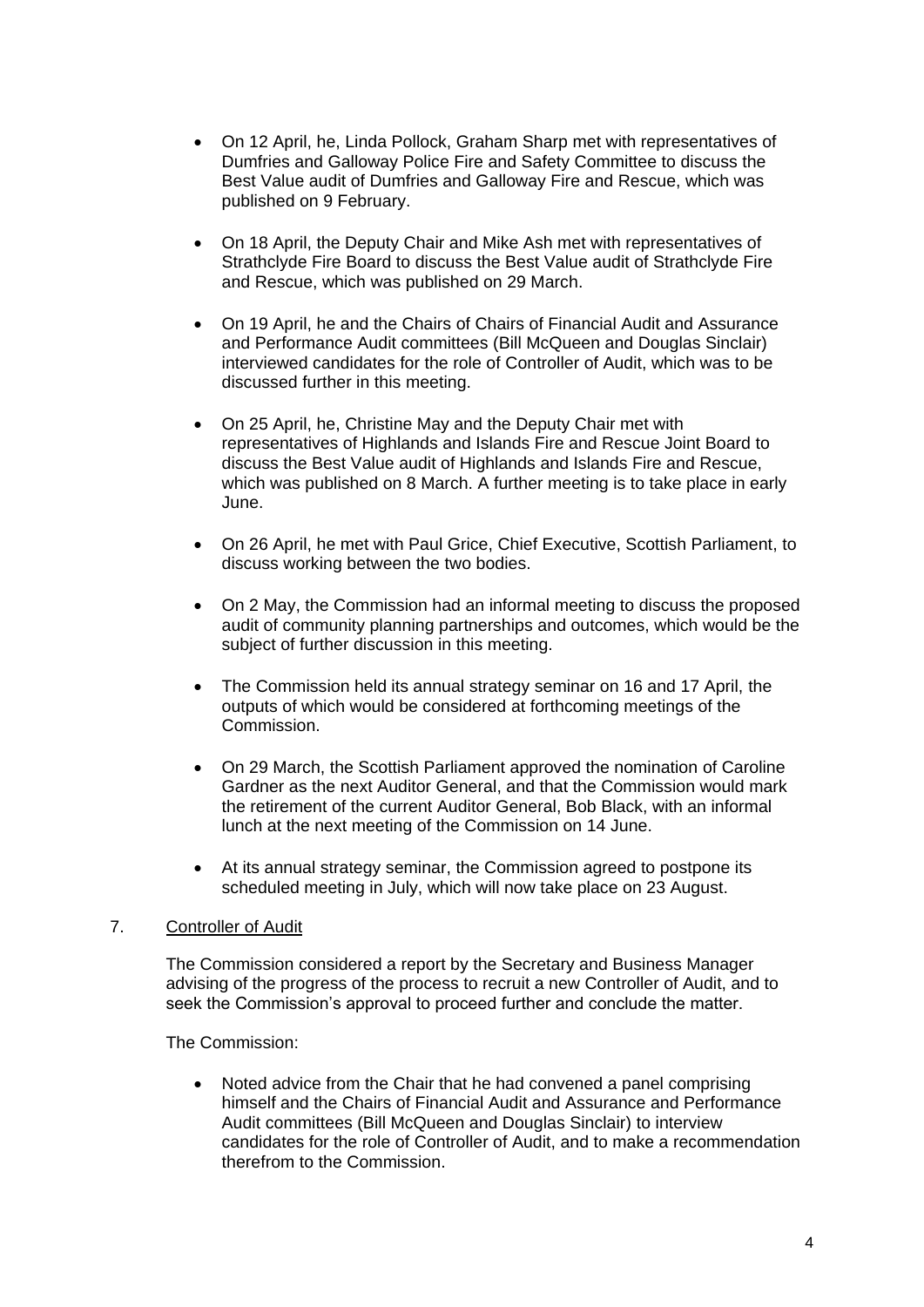- On 12 April, he, Linda Pollock, Graham Sharp met with representatives of Dumfries and Galloway Police Fire and Safety Committee to discuss the Best Value audit of Dumfries and Galloway Fire and Rescue, which was published on 9 February.

- On 18 April, the Deputy Chair and Mike Ash met with representatives of Strathclyde Fire Board to discuss the Best Value audit of Strathclyde Fire and Rescue, which was published on 29 March.

- On 19 April, he and the Chairs of Chairs of Financial Audit and Assurance and Performance Audit committees (Bill McQueen and Douglas Sinclair) interviewed candidates for the role of Controller of Audit, which was to be discussed further in this meeting.

- On 25 April, he, Christine May and the Deputy Chair met with representatives of Highlands and Islands Fire and Rescue Joint Board to discuss the Best Value audit of Highlands and Islands Fire and Rescue, which was published on 8 March. A further meeting is to take place in early June.

- On 26 April, he met with Paul Grice, Chief Executive, Scottish Parliament, to discuss working between the two bodies.

- On 2 May, the Commission had an informal meeting to discuss the proposed audit of community planning partnerships and outcomes, which would be the subject of further discussion in this meeting.

- The Commission held its annual strategy seminar on 16 and 17 April, the outputs of which would be considered at forthcoming meetings of the Commission.

- On 29 March, the Scottish Parliament approved the nomination of Caroline Gardner as the next Auditor General, and that the Commission would mark the retirement of the current Auditor General, Bob Black, with an informal lunch at the next meeting of the Commission on 14 June.

- At its annual strategy seminar, the Commission agreed to postpone its scheduled meeting in July, which will now take place on 23 August.

7. Controller of Audit

The Commission considered a report by the Secretary and Business Manager advising of the progress of the process to recruit a new Controller of Audit, and to seek the Commission's approval to proceed further and conclude the matter.

The Commission:

- Noted advice from the Chair that he had convened a panel comprising himself and the Chairs of Financial Audit and Assurance and Performance Audit committees (Bill McQueen and Douglas Sinclair) to interview candidates for the role of Controller of Audit, and to make a recommendation therefrom to the Commission.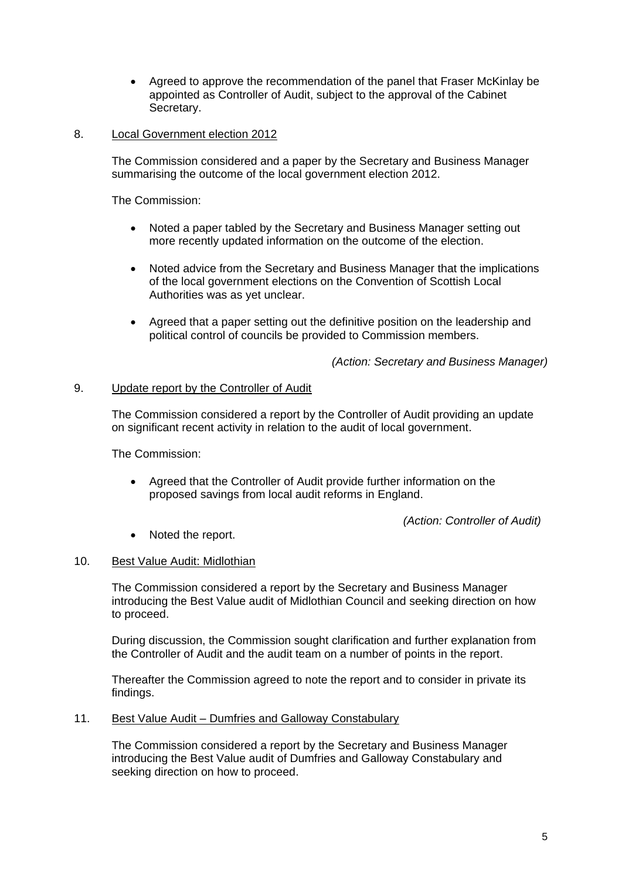- Agreed to approve the recommendation of the panel that Fraser McKinlay be appointed as Controller of Audit, subject to the approval of the Cabinet Secretary.

8. Local Government election 2012

The Commission considered and a paper by the Secretary and Business Manager summarising the outcome of the local government election 2012.

The Commission:

- Noted a paper tabled by the Secretary and Business Manager setting out more recently updated information on the outcome of the election.
- Noted advice from the Secretary and Business Manager that the implications of the local government elections on the Convention of Scottish Local Authorities was as yet unclear.
- Agreed that a paper setting out the definitive position on the leadership and political control of councils be provided to Commission members.

*(Action: Secretary and Business Manager)*

9. Update report by the Controller of Audit

The Commission considered a report by the Controller of Audit providing an update on significant recent activity in relation to the audit of local government.

The Commission:

- Agreed that the Controller of Audit provide further information on the proposed savings from local audit reforms in England.

*(Action: Controller of Audit)*

- Noted the report.

10. Best Value Audit: Midlothian

The Commission considered a report by the Secretary and Business Manager introducing the Best Value audit of Midlothian Council and seeking direction on how to proceed.

During discussion, the Commission sought clarification and further explanation from the Controller of Audit and the audit team on a number of points in the report.

Thereafter the Commission agreed to note the report and to consider in private its findings.

11. Best Value Audit – Dumfries and Galloway Constabulary

The Commission considered a report by the Secretary and Business Manager introducing the Best Value audit of Dumfries and Galloway Constabulary and seeking direction on how to proceed.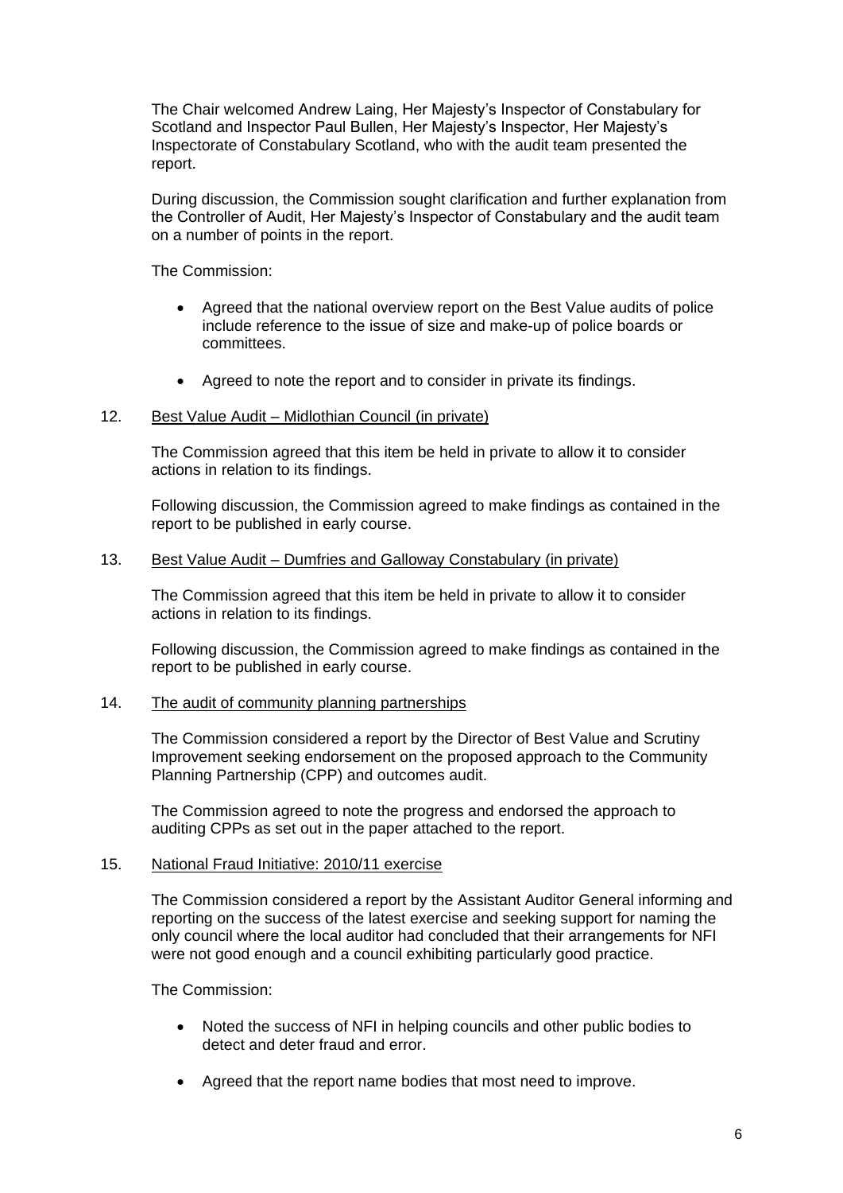The Chair welcomed Andrew Laing, Her Majesty's Inspector of Constabulary for Scotland and Inspector Paul Bullen, Her Majesty's Inspector, Her Majesty's Inspectorate of Constabulary Scotland, who with the audit team presented the report.

During discussion, the Commission sought clarification and further explanation from the Controller of Audit, Her Majesty's Inspector of Constabulary and the audit team on a number of points in the report.

The Commission:

- Agreed that the national overview report on the Best Value audits of police include reference to the issue of size and make-up of police boards or committees.
- Agreed to note the report and to consider in private its findings.

12. Best Value Audit – Midlothian Council (in private)

The Commission agreed that this item be held in private to allow it to consider actions in relation to its findings.

Following discussion, the Commission agreed to make findings as contained in the report to be published in early course.

13. Best Value Audit – Dumfries and Galloway Constabulary (in private)

The Commission agreed that this item be held in private to allow it to consider actions in relation to its findings.

Following discussion, the Commission agreed to make findings as contained in the report to be published in early course.

14. The audit of community planning partnerships

The Commission considered a report by the Director of Best Value and Scrutiny Improvement seeking endorsement on the proposed approach to the Community Planning Partnership (CPP) and outcomes audit.

The Commission agreed to note the progress and endorsed the approach to auditing CPPs as set out in the paper attached to the report.

15. National Fraud Initiative: 2010/11 exercise

The Commission considered a report by the Assistant Auditor General informing and reporting on the success of the latest exercise and seeking support for naming the only council where the local auditor had concluded that their arrangements for NFI were not good enough and a council exhibiting particularly good practice.

The Commission:

- Noted the success of NFI in helping councils and other public bodies to detect and deter fraud and error.
- Agreed that the report name bodies that most need to improve.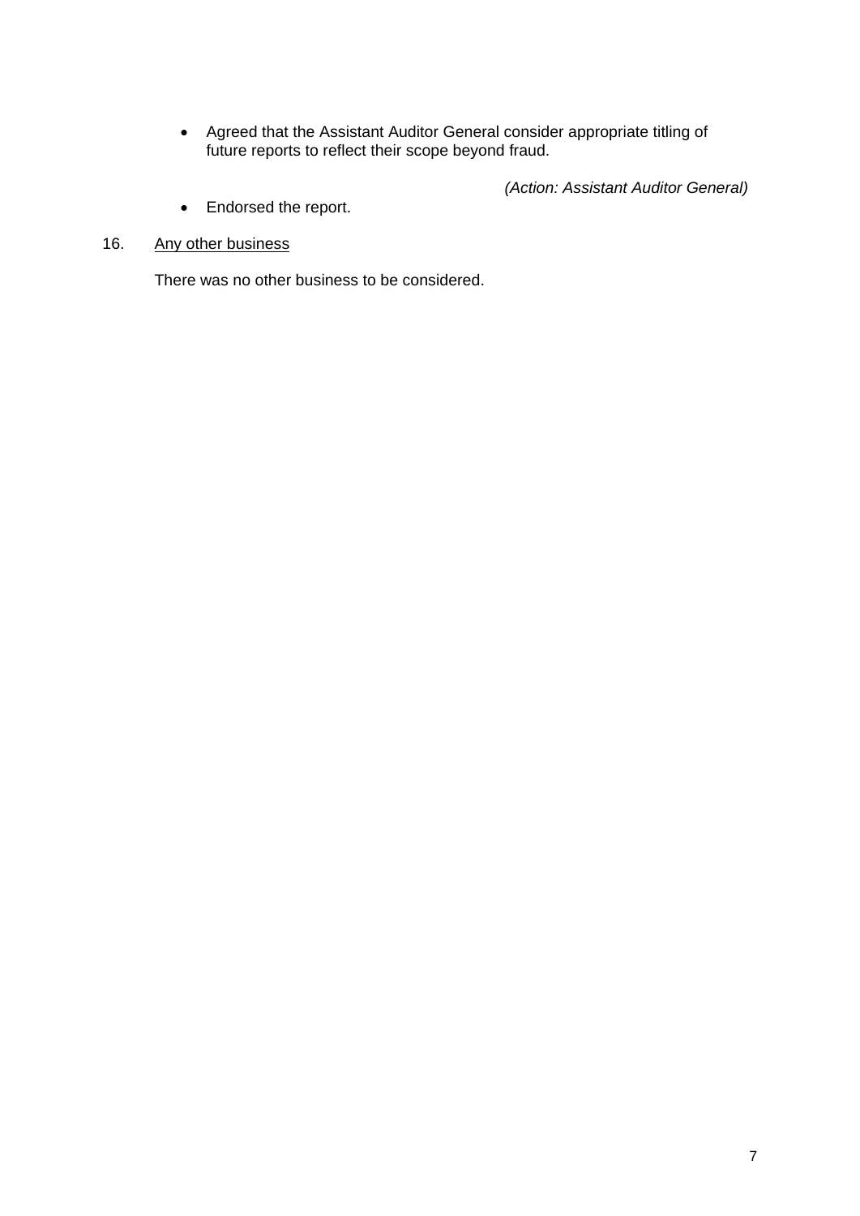- Agreed that the Assistant Auditor General consider appropriate titling of future reports to reflect their scope beyond fraud.

*(Action: Assistant Auditor General)*

- Endorsed the report.

16. Any other business

There was no other business to be considered.